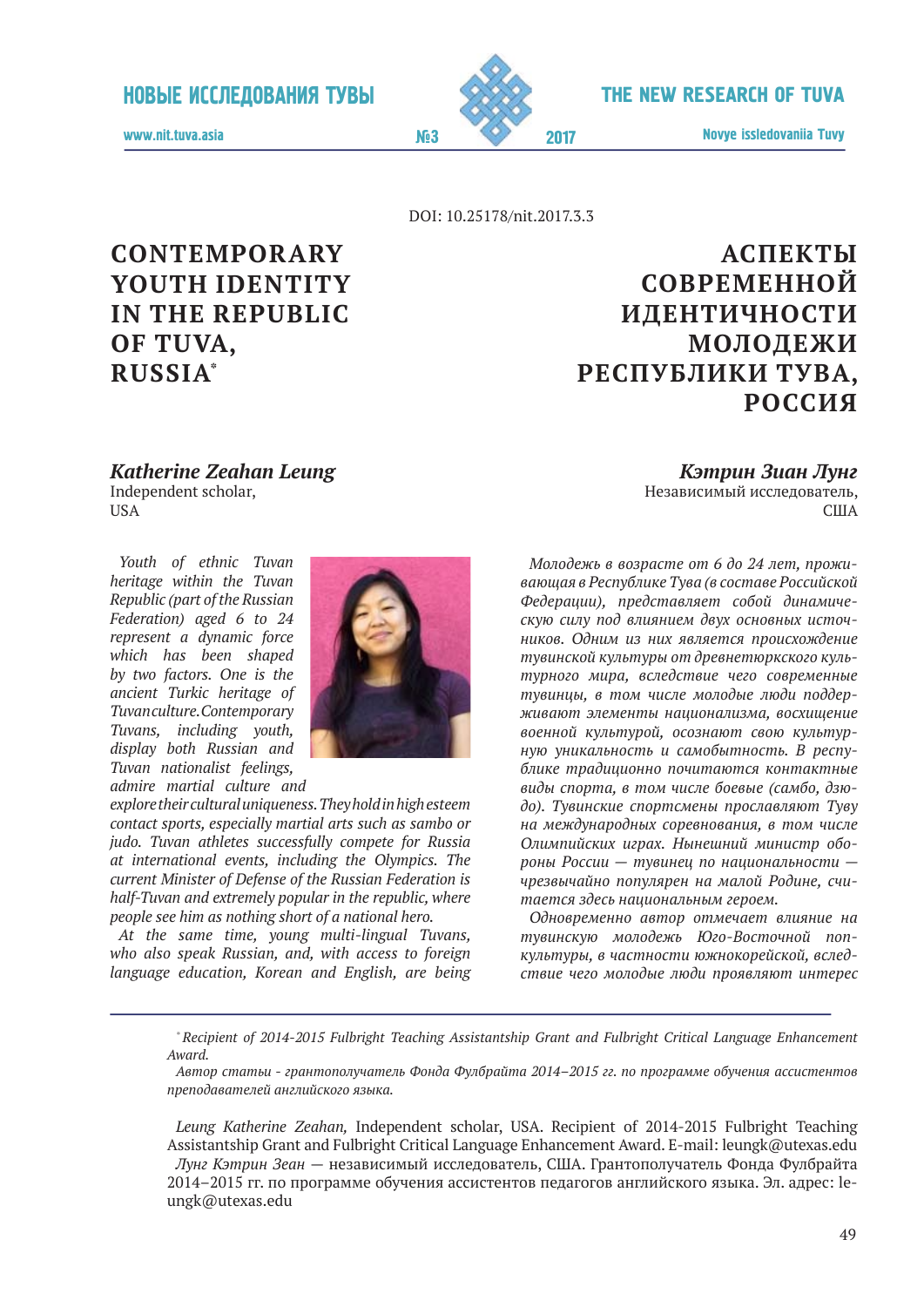DOI: 10.25178/nit.2017.3.3

# CONTEMPORARY YOUTH IDENTITY IN THE REPUBLIC OF TUVA, RUSSIA*

# АСПЕКТЫ СОВРЕМЕННОЙ ИДЕНТИЧНОСТИ МОЛОДЕЖИ РЕСПУБЛИКИ ТУВА, РОССИЯ

***Katherine Zeahan Leung***
Independent scholar,
USA

***Кэтрин Зиан Лунг***
Независимый исследователь,
США

*Youth of ethnic Tuvan heritage within the Tuvan Republic (part of the Russian Federation) aged 6 to 24 represent a dynamic force which has been shaped by two factors. One is the ancient Turkic heritage of Tuvan culture. Contemporary Tuvans, including youth, display both Russian and Tuvan nationalist feelings, admire martial culture and explore their cultural uniqueness. They hold in high esteem contact sports, especially martial arts such as sambo or judo. Tuvan athletes successfully compete for Russia at international events, including the Olympics. The current Minister of Defense of the Russian Federation is half-Tuvan and extremely popular in the republic, where people see him as nothing short of a national hero.*

*At the same time, young multi-lingual Tuvans, who also speak Russian, and, with access to foreign language education, Korean and English, are being*

*Молодежь в возрасте от 6 до 24 лет, проживающая в Республике Тува (в составе Российской Федерации), представляет собой динамическую силу под влиянием двух основных источников. Одним из них является происхождение тувинской культуры от древнетюркского культурного мира, вследствие чего современные тувинцы, в том числе молодые люди поддерживают элементы национализма, восхищение военной культурой, осознают свою культурную уникальность и самобытность. В республике традиционно почитаются контактные виды спорта, в том числе боевые (самбо, дзюдо). Тувинские спортсмены прославляют Туву на международных соревнования, в том числе Олимпийских играх. Нынешний министр обороны России — тувинец по национальности — чрезвычайно популярен на малой Родине, считается здесь национальным героем.*

*Одновременно автор отмечает влияние на тувинскую молодежь Юго-Восточной поп-культуры, в частности южнокорейской, вследствие чего молодые люди проявляют интерес*

---

\* *Recipient of 2014-2015 Fulbright Teaching Assistantship Grant and Fulbright Critical Language Enhancement Award.*

*Автор статьи - грантополучатель Фонда Фулбрайта 2014–2015 гг. по программе обучения ассистентов преподавателей английского языка.*

*Leung Katherine Zeahan,* Independent scholar, USA. Recipient of 2014-2015 Fulbright Teaching Assistantship Grant and Fulbright Critical Language Enhancement Award. E-mail: leungk@utexas.edu

*Лунг Кэтрин Зеан* — независимый исследователь, США. Грантополучатель Фонда Фулбрайта 2014–2015 гг. по программе обучения ассистентов педагогов английского языка. Эл. адрес: leungk@utexas.edu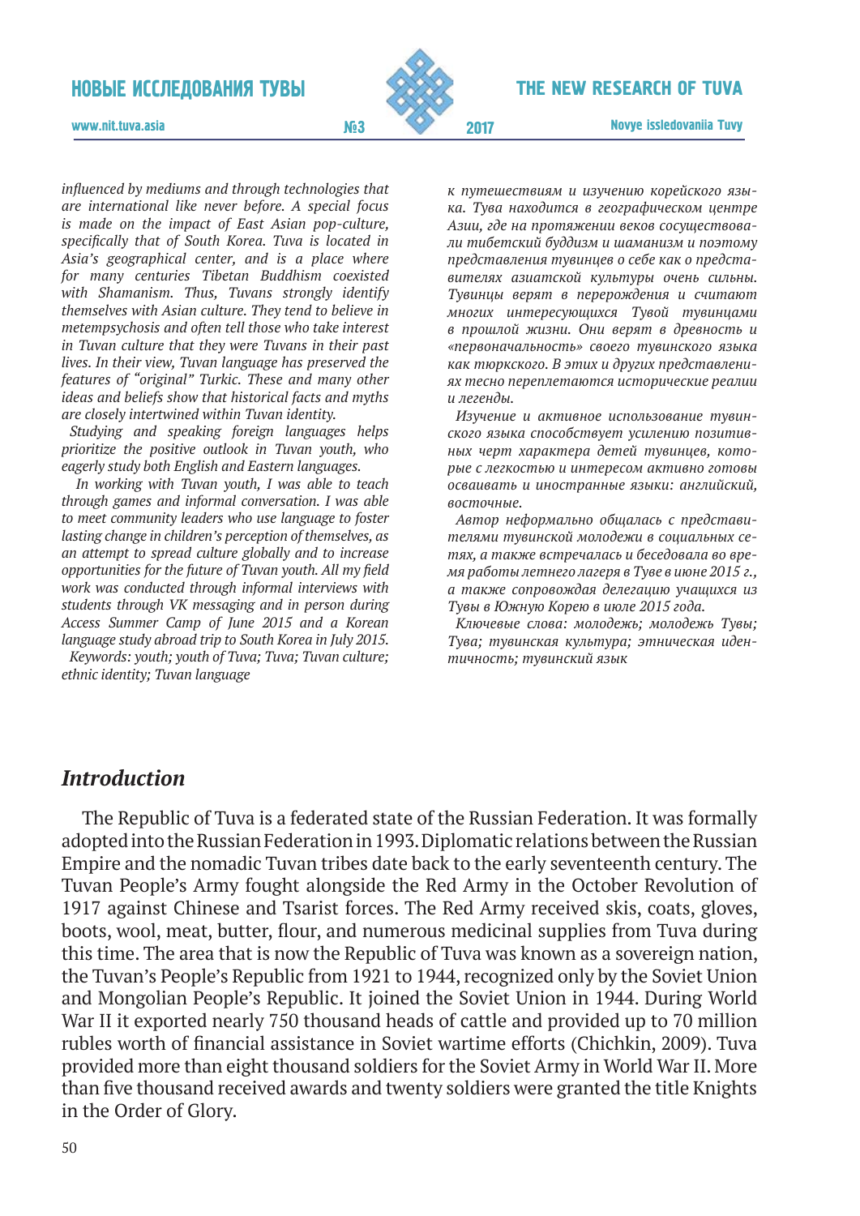*influenced by mediums and through technologies that are international like never before. A special focus is made on the impact of East Asian pop-culture, specifically that of South Korea. Tuva is located in Asia's geographical center, and is a place where for many centuries Tibetan Buddhism coexisted with Shamanism. Thus, Tuvans strongly identify themselves with Asian culture. They tend to believe in metempsychosis and often tell those who take interest in Tuvan culture that they were Tuvans in their past lives. In their view, Tuvan language has preserved the features of "original" Turkic. These and many other ideas and beliefs show that historical facts and myths are closely intertwined within Tuvan identity.*

*Studying and speaking foreign languages helps prioritize the positive outlook in Tuvan youth, who eagerly study both English and Eastern languages.*

*In working with Tuvan youth, I was able to teach through games and informal conversation. I was able to meet community leaders who use language to foster lasting change in children's perception of themselves, as an attempt to spread culture globally and to increase opportunities for the future of Tuvan youth. All my field work was conducted through informal interviews with students through VK messaging and in person during Access Summer Camp of June 2015 and a Korean language study abroad trip to South Korea in July 2015.*

*Keywords: youth; youth of Tuva; Tuva; Tuvan culture; ethnic identity; Tuvan language*

*к путешествиям и изучению корейского языка. Тува находится в географическом центре Азии, где на протяжении веков сосуществовали тибетский буддизм и шаманизм и поэтому представления тувинцев о себе как о представителях азиатской культуры очень сильны. Тувинцы верят в перерождения и считают многих интересующихся Тувой тувинцами в прошлой жизни. Они верят в древность и «первоначальность» своего тувинского языка как тюркского. В этих и других представлениях тесно переплетаются исторические реалии и легенды.*

*Изучение и активное использование тувинского языка способствует усилению позитивных черт характера детей тувинцев, которые с легкостью и интересом активно готовы осваивать и иностранные языки: английский, восточные.*

*Автор неформально общалась с представителями тувинской молодежи в социальных сетях, а также встречалась и беседовала во время работы летнего лагеря в Туве в июне 2015 г., а также сопровождая делегацию учащихся из Тувы в Южную Корею в июле 2015 года.*

*Ключевые слова: молодежь; молодежь Тувы; Тува; тувинская культура; этническая идентичность; тувинский язык*

## *Introduction*

The Republic of Tuva is a federated state of the Russian Federation. It was formally adopted into the Russian Federation in 1993. Diplomatic relations between the Russian Empire and the nomadic Tuvan tribes date back to the early seventeenth century. The Tuvan People's Army fought alongside the Red Army in the October Revolution of 1917 against Chinese and Tsarist forces. The Red Army received skis, coats, gloves, boots, wool, meat, butter, flour, and numerous medicinal supplies from Tuva during this time. The area that is now the Republic of Tuva was known as a sovereign nation, the Tuvan's People's Republic from 1921 to 1944, recognized only by the Soviet Union and Mongolian People's Republic. It joined the Soviet Union in 1944. During World War II it exported nearly 750 thousand heads of cattle and provided up to 70 million rubles worth of financial assistance in Soviet wartime efforts (Chichkin, 2009). Tuva provided more than eight thousand soldiers for the Soviet Army in World War II. More than five thousand received awards and twenty soldiers were granted the title Knights in the Order of Glory.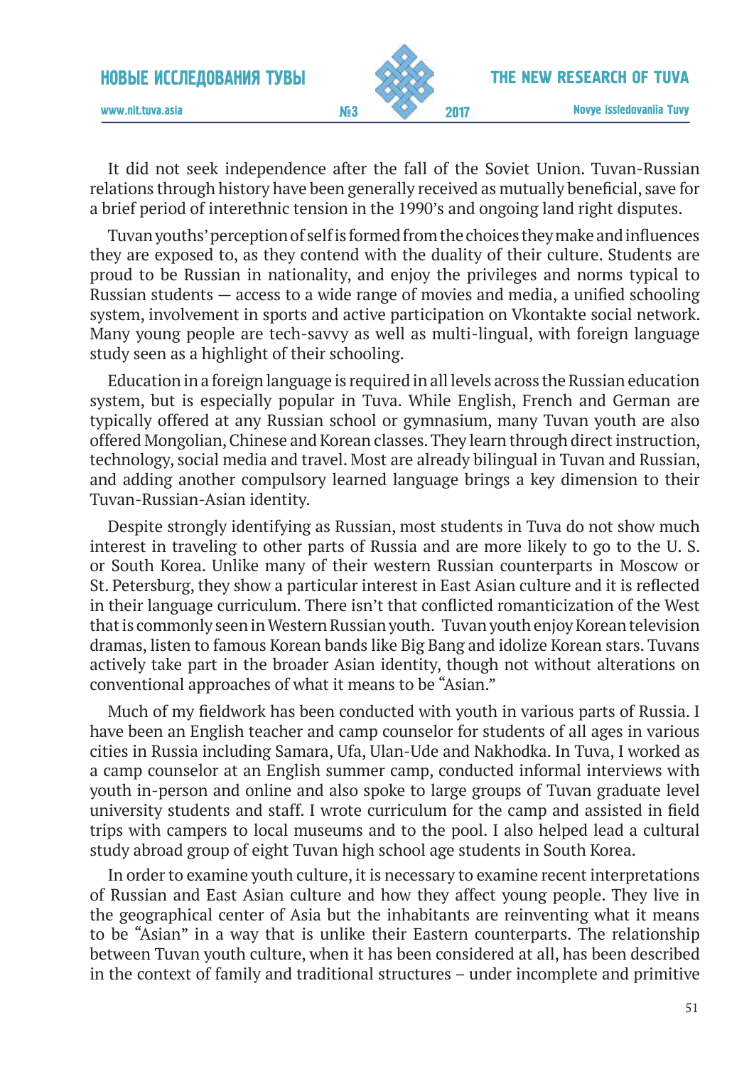It did not seek independence after the fall of the Soviet Union. Tuvan-Russian relations through history have been generally received as mutually beneficial, save for a brief period of interethnic tension in the 1990's and ongoing land right disputes.

Tuvan youths' perception of self is formed from the choices they make and influences they are exposed to, as they contend with the duality of their culture. Students are proud to be Russian in nationality, and enjoy the privileges and norms typical to Russian students — access to a wide range of movies and media, a unified schooling system, involvement in sports and active participation on Vkontakte social network. Many young people are tech-savvy as well as multi-lingual, with foreign language study seen as a highlight of their schooling.

Education in a foreign language is required in all levels across the Russian education system, but is especially popular in Tuva. While English, French and German are typically offered at any Russian school or gymnasium, many Tuvan youth are also offered Mongolian, Chinese and Korean classes. They learn through direct instruction, technology, social media and travel. Most are already bilingual in Tuvan and Russian, and adding another compulsory learned language brings a key dimension to their Tuvan-Russian-Asian identity.

Despite strongly identifying as Russian, most students in Tuva do not show much interest in traveling to other parts of Russia and are more likely to go to the U. S. or South Korea. Unlike many of their western Russian counterparts in Moscow or St. Petersburg, they show a particular interest in East Asian culture and it is reflected in their language curriculum. There isn't that conflicted romanticization of the West that is commonly seen in Western Russian youth. Tuvan youth enjoy Korean television dramas, listen to famous Korean bands like Big Bang and idolize Korean stars. Tuvans actively take part in the broader Asian identity, though not without alterations on conventional approaches of what it means to be "Asian."

Much of my fieldwork has been conducted with youth in various parts of Russia. I have been an English teacher and camp counselor for students of all ages in various cities in Russia including Samara, Ufa, Ulan-Ude and Nakhodka. In Tuva, I worked as a camp counselor at an English summer camp, conducted informal interviews with youth in-person and online and also spoke to large groups of Tuvan graduate level university students and staff. I wrote curriculum for the camp and assisted in field trips with campers to local museums and to the pool. I also helped lead a cultural study abroad group of eight Tuvan high school age students in South Korea.

In order to examine youth culture, it is necessary to examine recent interpretations of Russian and East Asian culture and how they affect young people. They live in the geographical center of Asia but the inhabitants are reinventing what it means to be "Asian" in a way that is unlike their Eastern counterparts. The relationship between Tuvan youth culture, when it has been considered at all, has been described in the context of family and traditional structures – under incomplete and primitive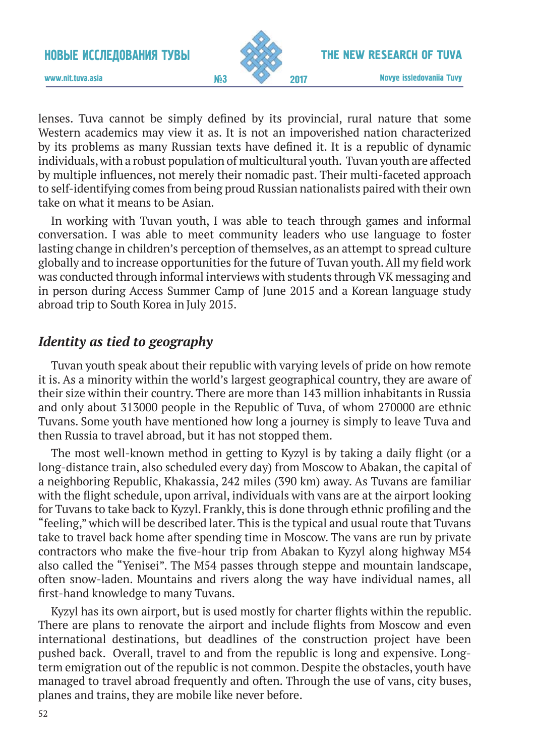lenses. Tuva cannot be simply defined by its provincial, rural nature that some Western academics may view it as. It is not an impoverished nation characterized by its problems as many Russian texts have defined it. It is a republic of dynamic individuals, with a robust population of multicultural youth. Tuvan youth are affected by multiple influences, not merely their nomadic past. Their multi-faceted approach to self-identifying comes from being proud Russian nationalists paired with their own take on what it means to be Asian.

In working with Tuvan youth, I was able to teach through games and informal conversation. I was able to meet community leaders who use language to foster lasting change in children's perception of themselves, as an attempt to spread culture globally and to increase opportunities for the future of Tuvan youth. All my field work was conducted through informal interviews with students through VK messaging and in person during Access Summer Camp of June 2015 and a Korean language study abroad trip to South Korea in July 2015.

## *Identity as tied to geography*

Tuvan youth speak about their republic with varying levels of pride on how remote it is. As a minority within the world's largest geographical country, they are aware of their size within their country. There are more than 143 million inhabitants in Russia and only about 313000 people in the Republic of Tuva, of whom 270000 are ethnic Tuvans. Some youth have mentioned how long a journey is simply to leave Tuva and then Russia to travel abroad, but it has not stopped them.

The most well-known method in getting to Kyzyl is by taking a daily flight (or a long-distance train, also scheduled every day) from Moscow to Abakan, the capital of a neighboring Republic, Khakassia, 242 miles (390 km) away. As Tuvans are familiar with the flight schedule, upon arrival, individuals with vans are at the airport looking for Tuvans to take back to Kyzyl. Frankly, this is done through ethnic profiling and the "feeling," which will be described later. This is the typical and usual route that Tuvans take to travel back home after spending time in Moscow. The vans are run by private contractors who make the five-hour trip from Abakan to Kyzyl along highway M54 also called the "Yenisei". The M54 passes through steppe and mountain landscape, often snow-laden. Mountains and rivers along the way have individual names, all first-hand knowledge to many Tuvans.

Kyzyl has its own airport, but is used mostly for charter flights within the republic. There are plans to renovate the airport and include flights from Moscow and even international destinations, but deadlines of the construction project have been pushed back. Overall, travel to and from the republic is long and expensive. Long-term emigration out of the republic is not common. Despite the obstacles, youth have managed to travel abroad frequently and often. Through the use of vans, city buses, planes and trains, they are mobile like never before.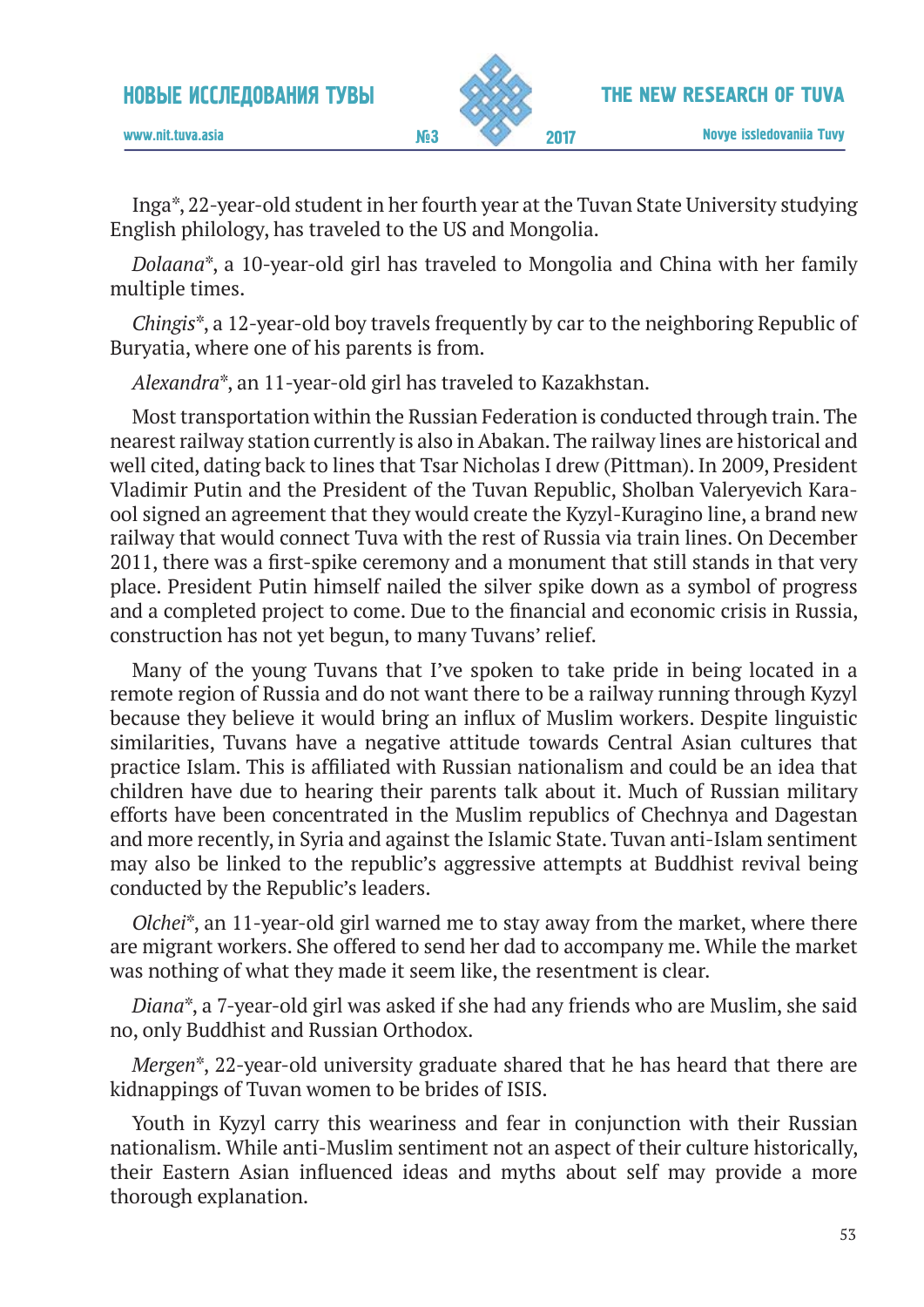Inga*, 22-year-old student in her fourth year at the Tuvan State University studying English philology, has traveled to the US and Mongolia.

*Dolaana**, a 10-year-old girl has traveled to Mongolia and China with her family multiple times.

*Chingis**, a 12-year-old boy travels frequently by car to the neighboring Republic of Buryatia, where one of his parents is from.

*Alexandra**, an 11-year-old girl has traveled to Kazakhstan.

Most transportation within the Russian Federation is conducted through train. The nearest railway station currently is also in Abakan. The railway lines are historical and well cited, dating back to lines that Tsar Nicholas I drew (Pittman). In 2009, President Vladimir Putin and the President of the Tuvan Republic, Sholban Valeryevich Kara-ool signed an agreement that they would create the Kyzyl-Kuragino line, a brand new railway that would connect Tuva with the rest of Russia via train lines. On December 2011, there was a first-spike ceremony and a monument that still stands in that very place. President Putin himself nailed the silver spike down as a symbol of progress and a completed project to come. Due to the financial and economic crisis in Russia, construction has not yet begun, to many Tuvans' relief.

Many of the young Tuvans that I've spoken to take pride in being located in a remote region of Russia and do not want there to be a railway running through Kyzyl because they believe it would bring an influx of Muslim workers. Despite linguistic similarities, Tuvans have a negative attitude towards Central Asian cultures that practice Islam. This is affiliated with Russian nationalism and could be an idea that children have due to hearing their parents talk about it. Much of Russian military efforts have been concentrated in the Muslim republics of Chechnya and Dagestan and more recently, in Syria and against the Islamic State. Tuvan anti-Islam sentiment may also be linked to the republic's aggressive attempts at Buddhist revival being conducted by the Republic's leaders.

*Olchei**, an 11-year-old girl warned me to stay away from the market, where there are migrant workers. She offered to send her dad to accompany me. While the market was nothing of what they made it seem like, the resentment is clear.

*Diana**, a 7-year-old girl was asked if she had any friends who are Muslim, she said no, only Buddhist and Russian Orthodox.

*Mergen**, 22-year-old university graduate shared that he has heard that there are kidnappings of Tuvan women to be brides of ISIS.

Youth in Kyzyl carry this weariness and fear in conjunction with their Russian nationalism. While anti-Muslim sentiment not an aspect of their culture historically, their Eastern Asian influenced ideas and myths about self may provide a more thorough explanation.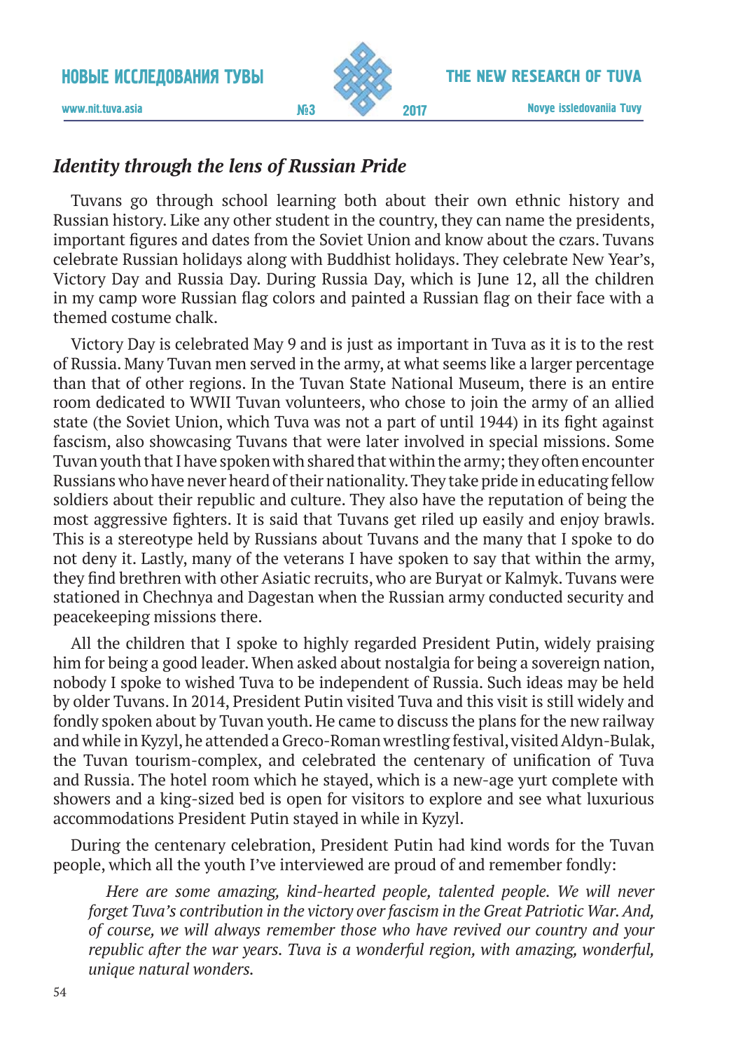### *Identity through the lens of Russian Pride*

Tuvans go through school learning both about their own ethnic history and Russian history. Like any other student in the country, they can name the presidents, important figures and dates from the Soviet Union and know about the czars. Tuvans celebrate Russian holidays along with Buddhist holidays. They celebrate New Year's, Victory Day and Russia Day. During Russia Day, which is June 12, all the children in my camp wore Russian flag colors and painted a Russian flag on their face with a themed costume chalk.

Victory Day is celebrated May 9 and is just as important in Tuva as it is to the rest of Russia. Many Tuvan men served in the army, at what seems like a larger percentage than that of other regions. In the Tuvan State National Museum, there is an entire room dedicated to WWII Tuvan volunteers, who chose to join the army of an allied state (the Soviet Union, which Tuva was not a part of until 1944) in its fight against fascism, also showcasing Tuvans that were later involved in special missions. Some Tuvan youth that I have spoken with shared that within the army; they often encounter Russians who have never heard of their nationality. They take pride in educating fellow soldiers about their republic and culture. They also have the reputation of being the most aggressive fighters. It is said that Tuvans get riled up easily and enjoy brawls. This is a stereotype held by Russians about Tuvans and the many that I spoke to do not deny it. Lastly, many of the veterans I have spoken to say that within the army, they find brethren with other Asiatic recruits, who are Buryat or Kalmyk. Tuvans were stationed in Chechnya and Dagestan when the Russian army conducted security and peacekeeping missions there.

All the children that I spoke to highly regarded President Putin, widely praising him for being a good leader. When asked about nostalgia for being a sovereign nation, nobody I spoke to wished Tuva to be independent of Russia. Such ideas may be held by older Tuvans. In 2014, President Putin visited Tuva and this visit is still widely and fondly spoken about by Tuvan youth. He came to discuss the plans for the new railway and while in Kyzyl, he attended a Greco-Roman wrestling festival, visited Aldyn-Bulak, the Tuvan tourism-complex, and celebrated the centenary of unification of Tuva and Russia. The hotel room which he stayed, which is a new-age yurt complete with showers and a king-sized bed is open for visitors to explore and see what luxurious accommodations President Putin stayed in while in Kyzyl.

During the centenary celebration, President Putin had kind words for the Tuvan people, which all the youth I've interviewed are proud of and remember fondly:

> *Here are some amazing, kind-hearted people, talented people. We will never forget Tuva's contribution in the victory over fascism in the Great Patriotic War. And, of course, we will always remember those who have revived our country and your republic after the war years. Tuva is a wonderful region, with amazing, wonderful, unique natural wonders.*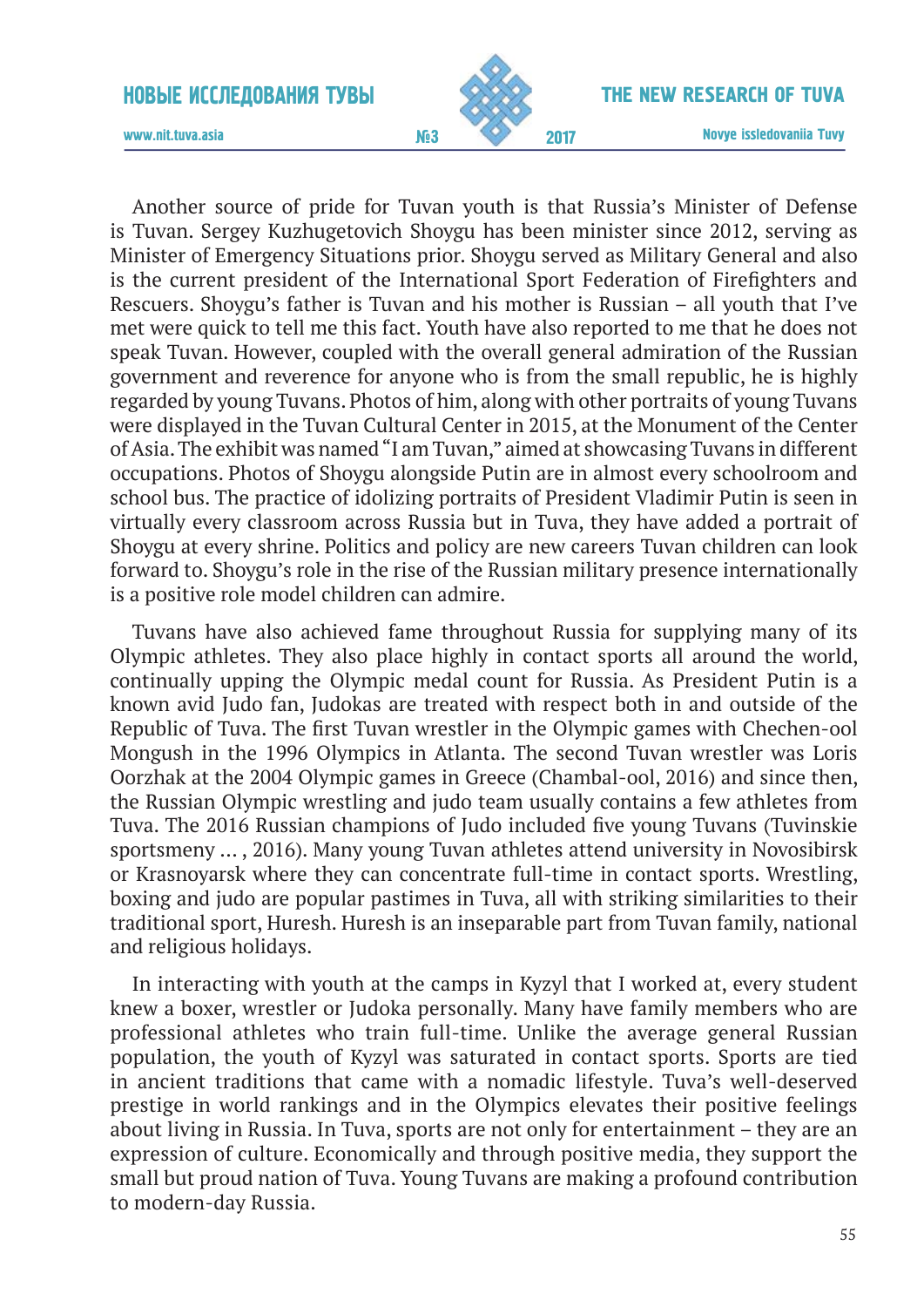Another source of pride for Tuvan youth is that Russia's Minister of Defense is Tuvan. Sergey Kuzhugetovich Shoygu has been minister since 2012, serving as Minister of Emergency Situations prior. Shoygu served as Military General and also is the current president of the International Sport Federation of Firefighters and Rescuers. Shoygu's father is Tuvan and his mother is Russian – all youth that I've met were quick to tell me this fact. Youth have also reported to me that he does not speak Tuvan. However, coupled with the overall general admiration of the Russian government and reverence for anyone who is from the small republic, he is highly regarded by young Tuvans. Photos of him, along with other portraits of young Tuvans were displayed in the Tuvan Cultural Center in 2015, at the Monument of the Center of Asia. The exhibit was named "I am Tuvan," aimed at showcasing Tuvans in different occupations. Photos of Shoygu alongside Putin are in almost every schoolroom and school bus. The practice of idolizing portraits of President Vladimir Putin is seen in virtually every classroom across Russia but in Tuva, they have added a portrait of Shoygu at every shrine. Politics and policy are new careers Tuvan children can look forward to. Shoygu's role in the rise of the Russian military presence internationally is a positive role model children can admire.

Tuvans have also achieved fame throughout Russia for supplying many of its Olympic athletes. They also place highly in contact sports all around the world, continually upping the Olympic medal count for Russia. As President Putin is a known avid Judo fan, Judokas are treated with respect both in and outside of the Republic of Tuva. The first Tuvan wrestler in the Olympic games with Chechen-ool Mongush in the 1996 Olympics in Atlanta. The second Tuvan wrestler was Loris Oorzhak at the 2004 Olympic games in Greece (Chambal-ool, 2016) and since then, the Russian Olympic wrestling and judo team usually contains a few athletes from Tuva. The 2016 Russian champions of Judo included five young Tuvans (Tuvinskie sportsmeny … , 2016). Many young Tuvan athletes attend university in Novosibirsk or Krasnoyarsk where they can concentrate full-time in contact sports. Wrestling, boxing and judo are popular pastimes in Tuva, all with striking similarities to their traditional sport, Huresh. Huresh is an inseparable part from Tuvan family, national and religious holidays.

In interacting with youth at the camps in Kyzyl that I worked at, every student knew a boxer, wrestler or Judoka personally. Many have family members who are professional athletes who train full-time. Unlike the average general Russian population, the youth of Kyzyl was saturated in contact sports. Sports are tied in ancient traditions that came with a nomadic lifestyle. Tuva's well-deserved prestige in world rankings and in the Olympics elevates their positive feelings about living in Russia. In Tuva, sports are not only for entertainment – they are an expression of culture. Economically and through positive media, they support the small but proud nation of Tuva. Young Tuvans are making a profound contribution to modern-day Russia.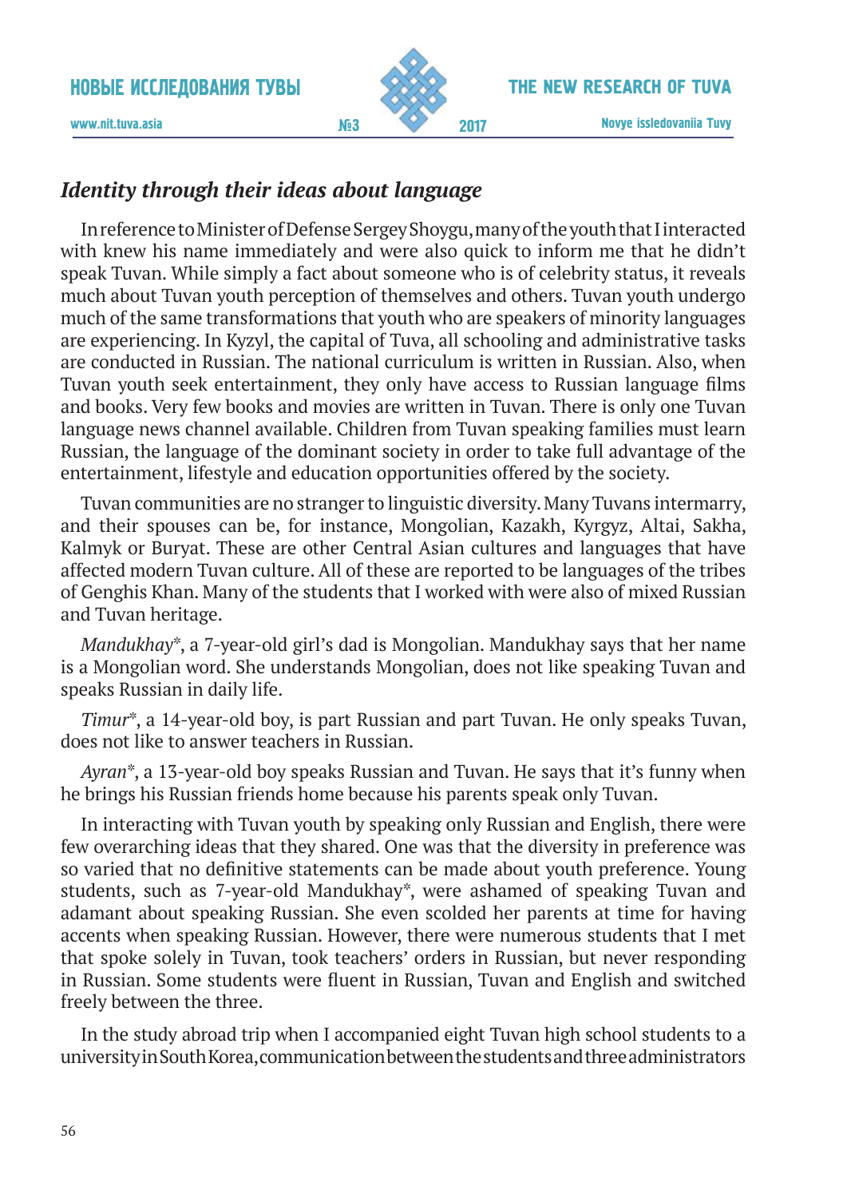### *Identity through their ideas about language*

In reference to Minister of Defense Sergey Shoygu, many of the youth that I interacted with knew his name immediately and were also quick to inform me that he didn't speak Tuvan. While simply a fact about someone who is of celebrity status, it reveals much about Tuvan youth perception of themselves and others. Tuvan youth undergo much of the same transformations that youth who are speakers of minority languages are experiencing. In Kyzyl, the capital of Tuva, all schooling and administrative tasks are conducted in Russian. The national curriculum is written in Russian. Also, when Tuvan youth seek entertainment, they only have access to Russian language films and books. Very few books and movies are written in Tuvan. There is only one Tuvan language news channel available. Children from Tuvan speaking families must learn Russian, the language of the dominant society in order to take full advantage of the entertainment, lifestyle and education opportunities offered by the society.

Tuvan communities are no stranger to linguistic diversity. Many Tuvans intermarry, and their spouses can be, for instance, Mongolian, Kazakh, Kyrgyz, Altai, Sakha, Kalmyk or Buryat. These are other Central Asian cultures and languages that have affected modern Tuvan culture. All of these are reported to be languages of the tribes of Genghis Khan. Many of the students that I worked with were also of mixed Russian and Tuvan heritage.

*Mandukhay*\*, a 7-year-old girl's dad is Mongolian. Mandukhay says that her name is a Mongolian word. She understands Mongolian, does not like speaking Tuvan and speaks Russian in daily life.

*Timur*\*, a 14-year-old boy, is part Russian and part Tuvan. He only speaks Tuvan, does not like to answer teachers in Russian.

*Ayran*\*, a 13-year-old boy speaks Russian and Tuvan. He says that it's funny when he brings his Russian friends home because his parents speak only Tuvan.

In interacting with Tuvan youth by speaking only Russian and English, there were few overarching ideas that they shared. One was that the diversity in preference was so varied that no definitive statements can be made about youth preference. Young students, such as 7-year-old Mandukhay\*, were ashamed of speaking Tuvan and adamant about speaking Russian. She even scolded her parents at time for having accents when speaking Russian. However, there were numerous students that I met that spoke solely in Tuvan, took teachers' orders in Russian, but never responding in Russian. Some students were fluent in Russian, Tuvan and English and switched freely between the three.

In the study abroad trip when I accompanied eight Tuvan high school students to a university in South Korea, communication between the students and three administrators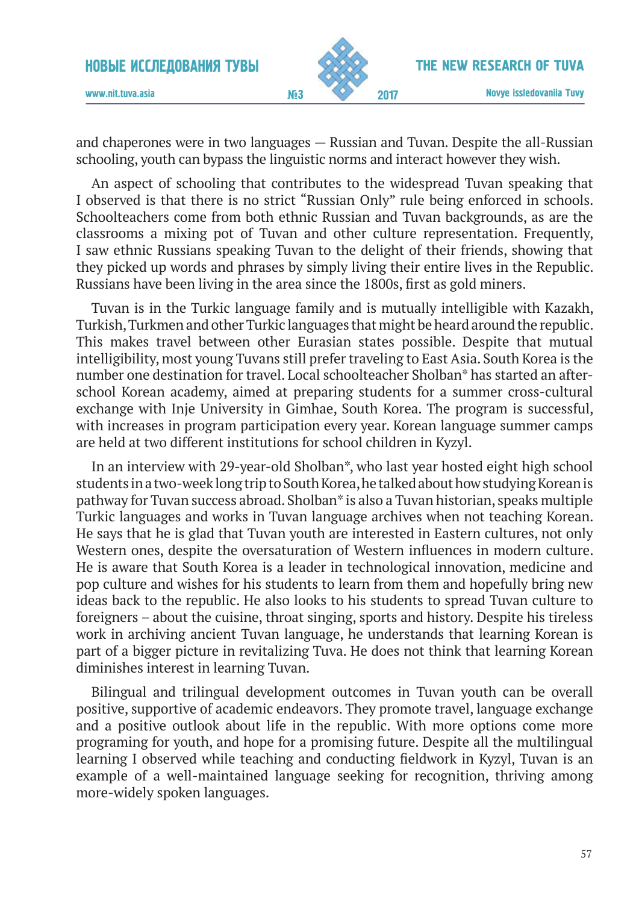and chaperones were in two languages — Russian and Tuvan. Despite the all-Russian schooling, youth can bypass the linguistic norms and interact however they wish.

An aspect of schooling that contributes to the widespread Tuvan speaking that I observed is that there is no strict "Russian Only" rule being enforced in schools. Schoolteachers come from both ethnic Russian and Tuvan backgrounds, as are the classrooms a mixing pot of Tuvan and other culture representation. Frequently, I saw ethnic Russians speaking Tuvan to the delight of their friends, showing that they picked up words and phrases by simply living their entire lives in the Republic. Russians have been living in the area since the 1800s, first as gold miners.

Tuvan is in the Turkic language family and is mutually intelligible with Kazakh, Turkish, Turkmen and other Turkic languages that might be heard around the republic. This makes travel between other Eurasian states possible. Despite that mutual intelligibility, most young Tuvans still prefer traveling to East Asia. South Korea is the number one destination for travel. Local schoolteacher Sholban* has started an after-school Korean academy, aimed at preparing students for a summer cross-cultural exchange with Inje University in Gimhae, South Korea. The program is successful, with increases in program participation every year. Korean language summer camps are held at two different institutions for school children in Kyzyl.

In an interview with 29-year-old Sholban*, who last year hosted eight high school students in a two-week long trip to South Korea, he talked about how studying Korean is pathway for Tuvan success abroad. Sholban* is also a Tuvan historian, speaks multiple Turkic languages and works in Tuvan language archives when not teaching Korean. He says that he is glad that Tuvan youth are interested in Eastern cultures, not only Western ones, despite the oversaturation of Western influences in modern culture. He is aware that South Korea is a leader in technological innovation, medicine and pop culture and wishes for his students to learn from them and hopefully bring new ideas back to the republic. He also looks to his students to spread Tuvan culture to foreigners – about the cuisine, throat singing, sports and history. Despite his tireless work in archiving ancient Tuvan language, he understands that learning Korean is part of a bigger picture in revitalizing Tuva. He does not think that learning Korean diminishes interest in learning Tuvan.

Bilingual and trilingual development outcomes in Tuvan youth can be overall positive, supportive of academic endeavors. They promote travel, language exchange and a positive outlook about life in the republic. With more options come more programing for youth, and hope for a promising future. Despite all the multilingual learning I observed while teaching and conducting fieldwork in Kyzyl, Tuvan is an example of a well-maintained language seeking for recognition, thriving among more-widely spoken languages.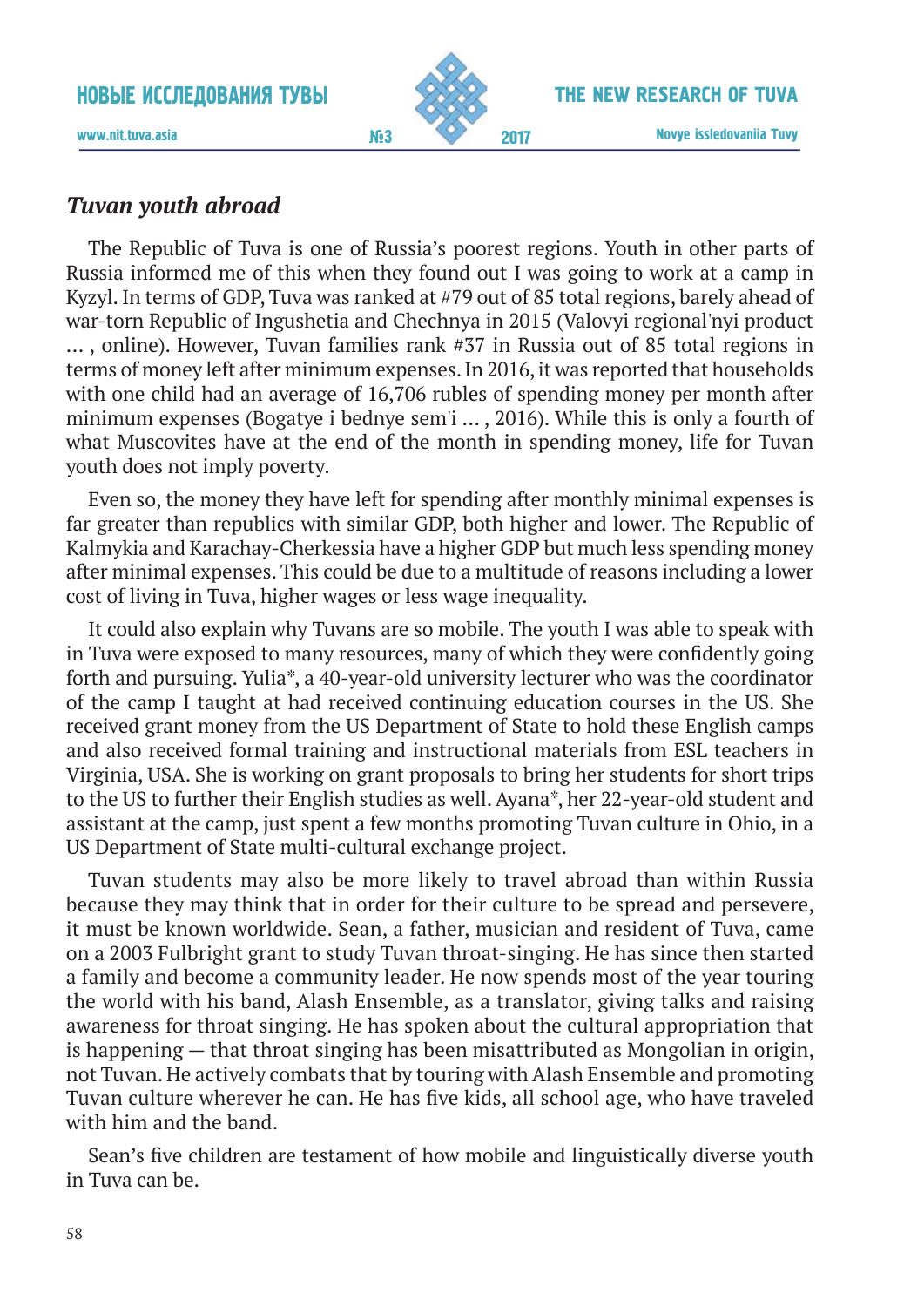### *Tuvan youth abroad*

The Republic of Tuva is one of Russia's poorest regions. Youth in other parts of Russia informed me of this when they found out I was going to work at a camp in Kyzyl. In terms of GDP, Tuva was ranked at #79 out of 85 total regions, barely ahead of war-torn Republic of Ingushetia and Chechnya in 2015 (Valovyi regional'nyi product … , online). However, Tuvan families rank #37 in Russia out of 85 total regions in terms of money left after minimum expenses. In 2016, it was reported that households with one child had an average of 16,706 rubles of spending money per month after minimum expenses (Bogatye i bednye sem'i … , 2016). While this is only a fourth of what Muscovites have at the end of the month in spending money, life for Tuvan youth does not imply poverty.

Even so, the money they have left for spending after monthly minimal expenses is far greater than republics with similar GDP, both higher and lower. The Republic of Kalmykia and Karachay-Cherkessia have a higher GDP but much less spending money after minimal expenses. This could be due to a multitude of reasons including a lower cost of living in Tuva, higher wages or less wage inequality.

It could also explain why Tuvans are so mobile. The youth I was able to speak with in Tuva were exposed to many resources, many of which they were confidently going forth and pursuing. Yulia*, a 40-year-old university lecturer who was the coordinator of the camp I taught at had received continuing education courses in the US. She received grant money from the US Department of State to hold these English camps and also received formal training and instructional materials from ESL teachers in Virginia, USA. She is working on grant proposals to bring her students for short trips to the US to further their English studies as well. Ayana*, her 22-year-old student and assistant at the camp, just spent a few months promoting Tuvan culture in Ohio, in a US Department of State multi-cultural exchange project.

Tuvan students may also be more likely to travel abroad than within Russia because they may think that in order for their culture to be spread and persevere, it must be known worldwide. Sean, a father, musician and resident of Tuva, came on a 2003 Fulbright grant to study Tuvan throat-singing. He has since then started a family and become a community leader. He now spends most of the year touring the world with his band, Alash Ensemble, as a translator, giving talks and raising awareness for throat singing. He has spoken about the cultural appropriation that is happening — that throat singing has been misattributed as Mongolian in origin, not Tuvan. He actively combats that by touring with Alash Ensemble and promoting Tuvan culture wherever he can. He has five kids, all school age, who have traveled with him and the band.

Sean's five children are testament of how mobile and linguistically diverse youth in Tuva can be.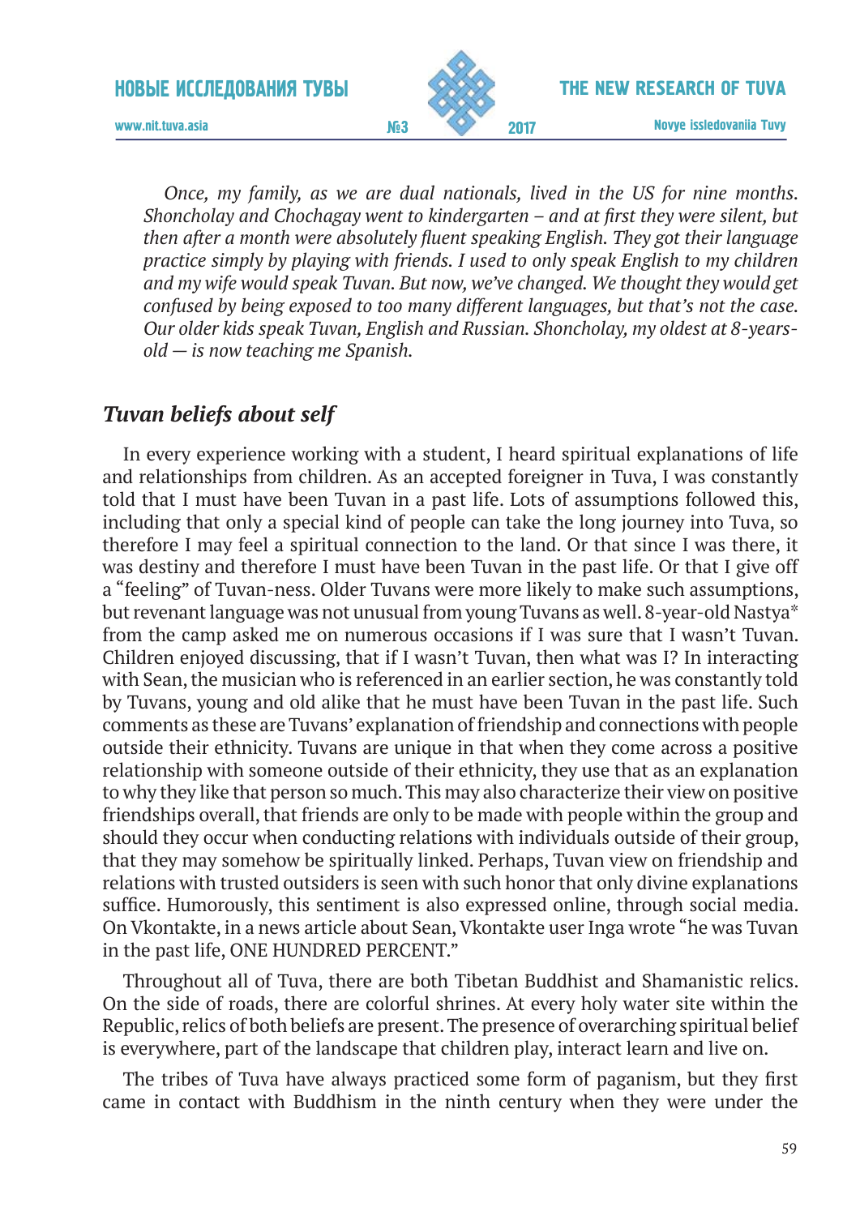*Once, my family, as we are dual nationals, lived in the US for nine months. Shoncholay and Chochagay went to kindergarten – and at first they were silent, but then after a month were absolutely fluent speaking English. They got their language practice simply by playing with friends. I used to only speak English to my children and my wife would speak Tuvan. But now, we've changed. We thought they would get confused by being exposed to too many different languages, but that's not the case. Our older kids speak Tuvan, English and Russian. Shoncholay, my oldest at 8-years-old — is now teaching me Spanish.*

## *Tuvan beliefs about self*

In every experience working with a student, I heard spiritual explanations of life and relationships from children. As an accepted foreigner in Tuva, I was constantly told that I must have been Tuvan in a past life. Lots of assumptions followed this, including that only a special kind of people can take the long journey into Tuva, so therefore I may feel a spiritual connection to the land. Or that since I was there, it was destiny and therefore I must have been Tuvan in the past life. Or that I give off a "feeling" of Tuvan-ness. Older Tuvans were more likely to make such assumptions, but revenant language was not unusual from young Tuvans as well. 8-year-old Nastya* from the camp asked me on numerous occasions if I was sure that I wasn't Tuvan. Children enjoyed discussing, that if I wasn't Tuvan, then what was I? In interacting with Sean, the musician who is referenced in an earlier section, he was constantly told by Tuvans, young and old alike that he must have been Tuvan in the past life. Such comments as these are Tuvans' explanation of friendship and connections with people outside their ethnicity. Tuvans are unique in that when they come across a positive relationship with someone outside of their ethnicity, they use that as an explanation to why they like that person so much. This may also characterize their view on positive friendships overall, that friends are only to be made with people within the group and should they occur when conducting relations with individuals outside of their group, that they may somehow be spiritually linked. Perhaps, Tuvan view on friendship and relations with trusted outsiders is seen with such honor that only divine explanations suffice. Humorously, this sentiment is also expressed online, through social media. On Vkontakte, in a news article about Sean, Vkontakte user Inga wrote "he was Tuvan in the past life, ONE HUNDRED PERCENT."

Throughout all of Tuva, there are both Tibetan Buddhist and Shamanistic relics. On the side of roads, there are colorful shrines. At every holy water site within the Republic, relics of both beliefs are present. The presence of overarching spiritual belief is everywhere, part of the landscape that children play, interact learn and live on.

The tribes of Tuva have always practiced some form of paganism, but they first came in contact with Buddhism in the ninth century when they were under the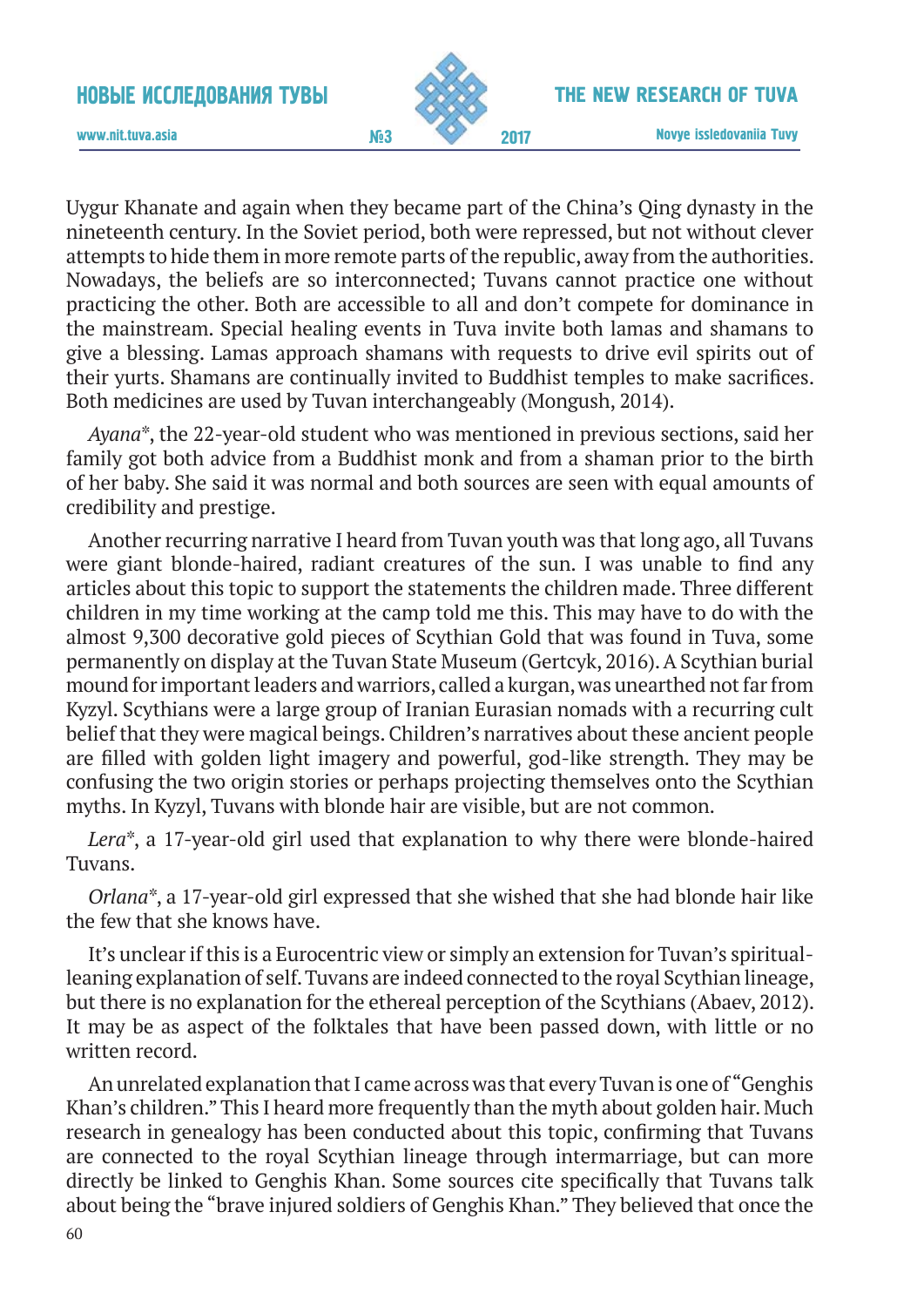Uygur Khanate and again when they became part of the China's Qing dynasty in the nineteenth century. In the Soviet period, both were repressed, but not without clever attempts to hide them in more remote parts of the republic, away from the authorities. Nowadays, the beliefs are so interconnected; Tuvans cannot practice one without practicing the other. Both are accessible to all and don't compete for dominance in the mainstream. Special healing events in Tuva invite both lamas and shamans to give a blessing. Lamas approach shamans with requests to drive evil spirits out of their yurts. Shamans are continually invited to Buddhist temples to make sacrifices. Both medicines are used by Tuvan interchangeably (Mongush, 2014).

*Ayana**, the 22-year-old student who was mentioned in previous sections, said her family got both advice from a Buddhist monk and from a shaman prior to the birth of her baby. She said it was normal and both sources are seen with equal amounts of credibility and prestige.

Another recurring narrative I heard from Tuvan youth was that long ago, all Tuvans were giant blonde-haired, radiant creatures of the sun. I was unable to find any articles about this topic to support the statements the children made. Three different children in my time working at the camp told me this. This may have to do with the almost 9,300 decorative gold pieces of Scythian Gold that was found in Tuva, some permanently on display at the Tuvan State Museum (Gertcyk, 2016). A Scythian burial mound for important leaders and warriors, called a kurgan, was unearthed not far from Kyzyl. Scythians were a large group of Iranian Eurasian nomads with a recurring cult belief that they were magical beings. Children's narratives about these ancient people are filled with golden light imagery and powerful, god-like strength. They may be confusing the two origin stories or perhaps projecting themselves onto the Scythian myths. In Kyzyl, Tuvans with blonde hair are visible, but are not common.

*Lera**, a 17-year-old girl used that explanation to why there were blonde-haired Tuvans.

*Orlana**, a 17-year-old girl expressed that she wished that she had blonde hair like the few that she knows have.

It's unclear if this is a Eurocentric view or simply an extension for Tuvan's spiritual-leaning explanation of self. Tuvans are indeed connected to the royal Scythian lineage, but there is no explanation for the ethereal perception of the Scythians (Abaev, 2012). It may be as aspect of the folktales that have been passed down, with little or no written record.

An unrelated explanation that I came across was that every Tuvan is one of "Genghis Khan's children." This I heard more frequently than the myth about golden hair. Much research in genealogy has been conducted about this topic, confirming that Tuvans are connected to the royal Scythian lineage through intermarriage, but can more directly be linked to Genghis Khan. Some sources cite specifically that Tuvans talk about being the "brave injured soldiers of Genghis Khan." They believed that once the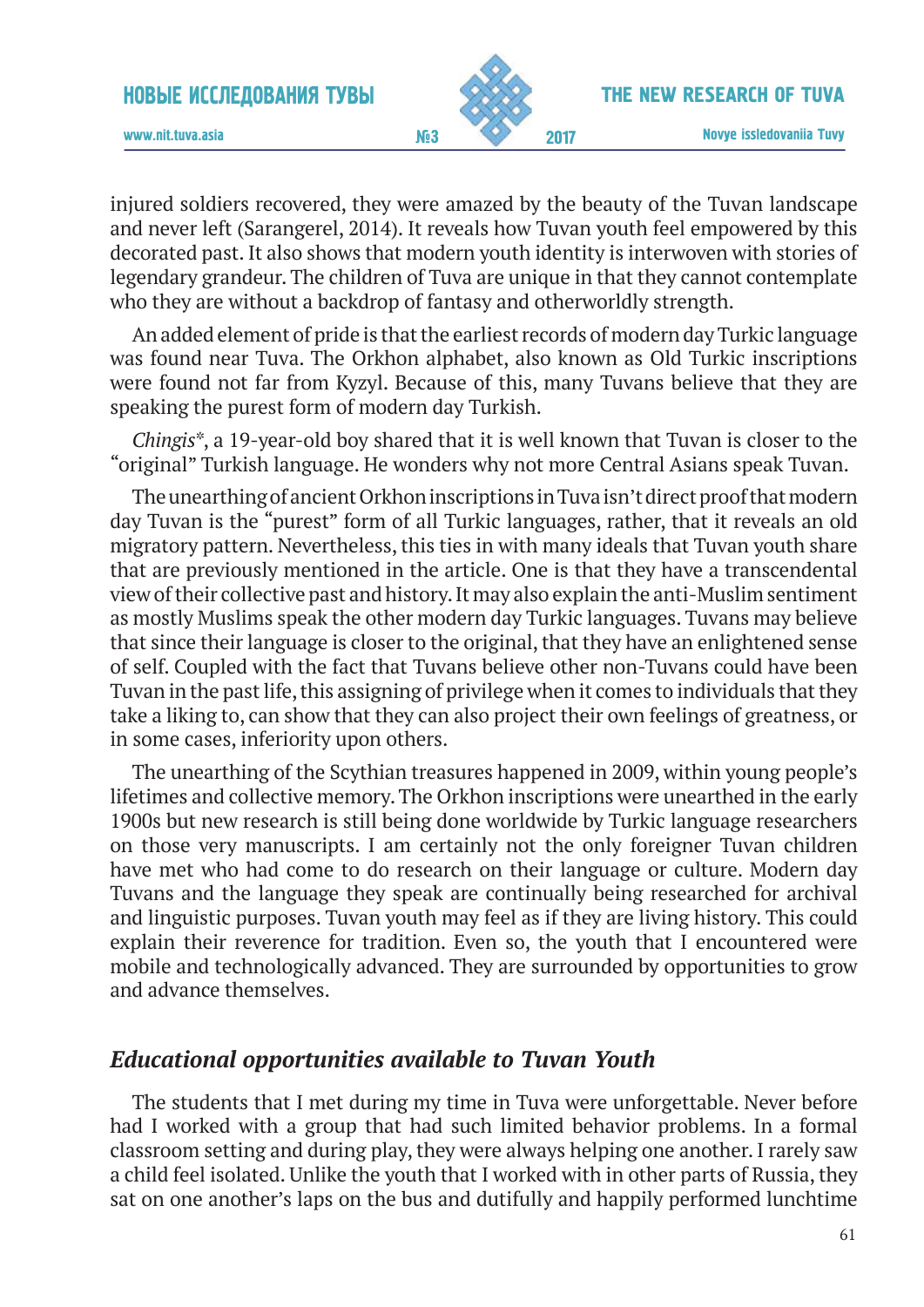injured soldiers recovered, they were amazed by the beauty of the Tuvan landscape and never left (Sarangerel, 2014). It reveals how Tuvan youth feel empowered by this decorated past. It also shows that modern youth identity is interwoven with stories of legendary grandeur. The children of Tuva are unique in that they cannot contemplate who they are without a backdrop of fantasy and otherworldly strength.

An added element of pride is that the earliest records of modern day Turkic language was found near Tuva. The Orkhon alphabet, also known as Old Turkic inscriptions were found not far from Kyzyl. Because of this, many Tuvans believe that they are speaking the purest form of modern day Turkish.

*Chingis*\*, a 19-year-old boy shared that it is well known that Tuvan is closer to the "original" Turkish language. He wonders why not more Central Asians speak Tuvan.

The unearthing of ancient Orkhon inscriptions in Tuva isn't direct proof that modern day Tuvan is the "purest" form of all Turkic languages, rather, that it reveals an old migratory pattern. Nevertheless, this ties in with many ideals that Tuvan youth share that are previously mentioned in the article. One is that they have a transcendental view of their collective past and history. It may also explain the anti-Muslim sentiment as mostly Muslims speak the other modern day Turkic languages. Tuvans may believe that since their language is closer to the original, that they have an enlightened sense of self. Coupled with the fact that Tuvans believe other non-Tuvans could have been Tuvan in the past life, this assigning of privilege when it comes to individuals that they take a liking to, can show that they can also project their own feelings of greatness, or in some cases, inferiority upon others.

The unearthing of the Scythian treasures happened in 2009, within young people's lifetimes and collective memory. The Orkhon inscriptions were unearthed in the early 1900s but new research is still being done worldwide by Turkic language researchers on those very manuscripts. I am certainly not the only foreigner Tuvan children have met who had come to do research on their language or culture. Modern day Tuvans and the language they speak are continually being researched for archival and linguistic purposes. Tuvan youth may feel as if they are living history. This could explain their reverence for tradition. Even so, the youth that I encountered were mobile and technologically advanced. They are surrounded by opportunities to grow and advance themselves.

## *Educational opportunities available to Tuvan Youth*

The students that I met during my time in Tuva were unforgettable. Never before had I worked with a group that had such limited behavior problems. In a formal classroom setting and during play, they were always helping one another. I rarely saw a child feel isolated. Unlike the youth that I worked with in other parts of Russia, they sat on one another's laps on the bus and dutifully and happily performed lunchtime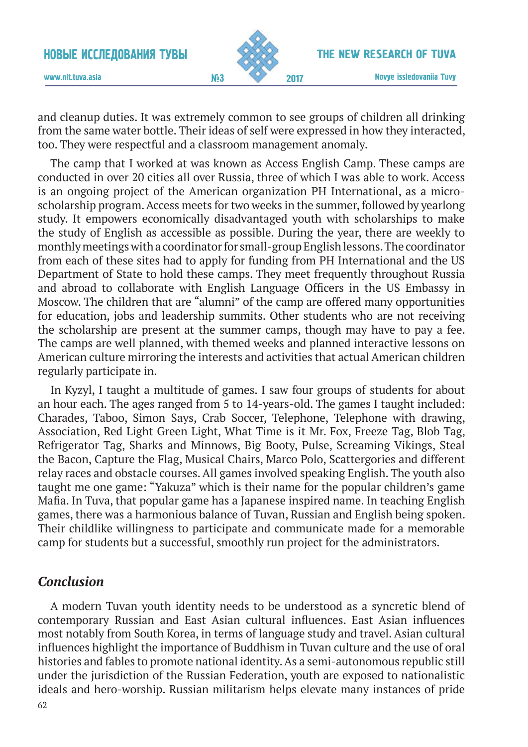and cleanup duties. It was extremely common to see groups of children all drinking from the same water bottle. Their ideas of self were expressed in how they interacted, too. They were respectful and a classroom management anomaly.

The camp that I worked at was known as Access English Camp. These camps are conducted in over 20 cities all over Russia, three of which I was able to work. Access is an ongoing project of the American organization PH International, as a micro-scholarship program. Access meets for two weeks in the summer, followed by yearlong study. It empowers economically disadvantaged youth with scholarships to make the study of English as accessible as possible. During the year, there are weekly to monthly meetings with a coordinator for small-group English lessons. The coordinator from each of these sites had to apply for funding from PH International and the US Department of State to hold these camps. They meet frequently throughout Russia and abroad to collaborate with English Language Officers in the US Embassy in Moscow. The children that are "alumni" of the camp are offered many opportunities for education, jobs and leadership summits. Other students who are not receiving the scholarship are present at the summer camps, though may have to pay a fee. The camps are well planned, with themed weeks and planned interactive lessons on American culture mirroring the interests and activities that actual American children regularly participate in.

In Kyzyl, I taught a multitude of games. I saw four groups of students for about an hour each. The ages ranged from 5 to 14-years-old. The games I taught included: Charades, Taboo, Simon Says, Crab Soccer, Telephone, Telephone with drawing, Association, Red Light Green Light, What Time is it Mr. Fox, Freeze Tag, Blob Tag, Refrigerator Tag, Sharks and Minnows, Big Booty, Pulse, Screaming Vikings, Steal the Bacon, Capture the Flag, Musical Chairs, Marco Polo, Scattergories and different relay races and obstacle courses. All games involved speaking English. The youth also taught me one game: "Yakuza" which is their name for the popular children's game Mafia. In Tuva, that popular game has a Japanese inspired name. In teaching English games, there was a harmonious balance of Tuvan, Russian and English being spoken. Their childlike willingness to participate and communicate made for a memorable camp for students but a successful, smoothly run project for the administrators.

## *Conclusion*

A modern Tuvan youth identity needs to be understood as a syncretic blend of contemporary Russian and East Asian cultural influences. East Asian influences most notably from South Korea, in terms of language study and travel. Asian cultural influences highlight the importance of Buddhism in Tuvan culture and the use of oral histories and fables to promote national identity. As a semi-autonomous republic still under the jurisdiction of the Russian Federation, youth are exposed to nationalistic ideals and hero-worship. Russian militarism helps elevate many instances of pride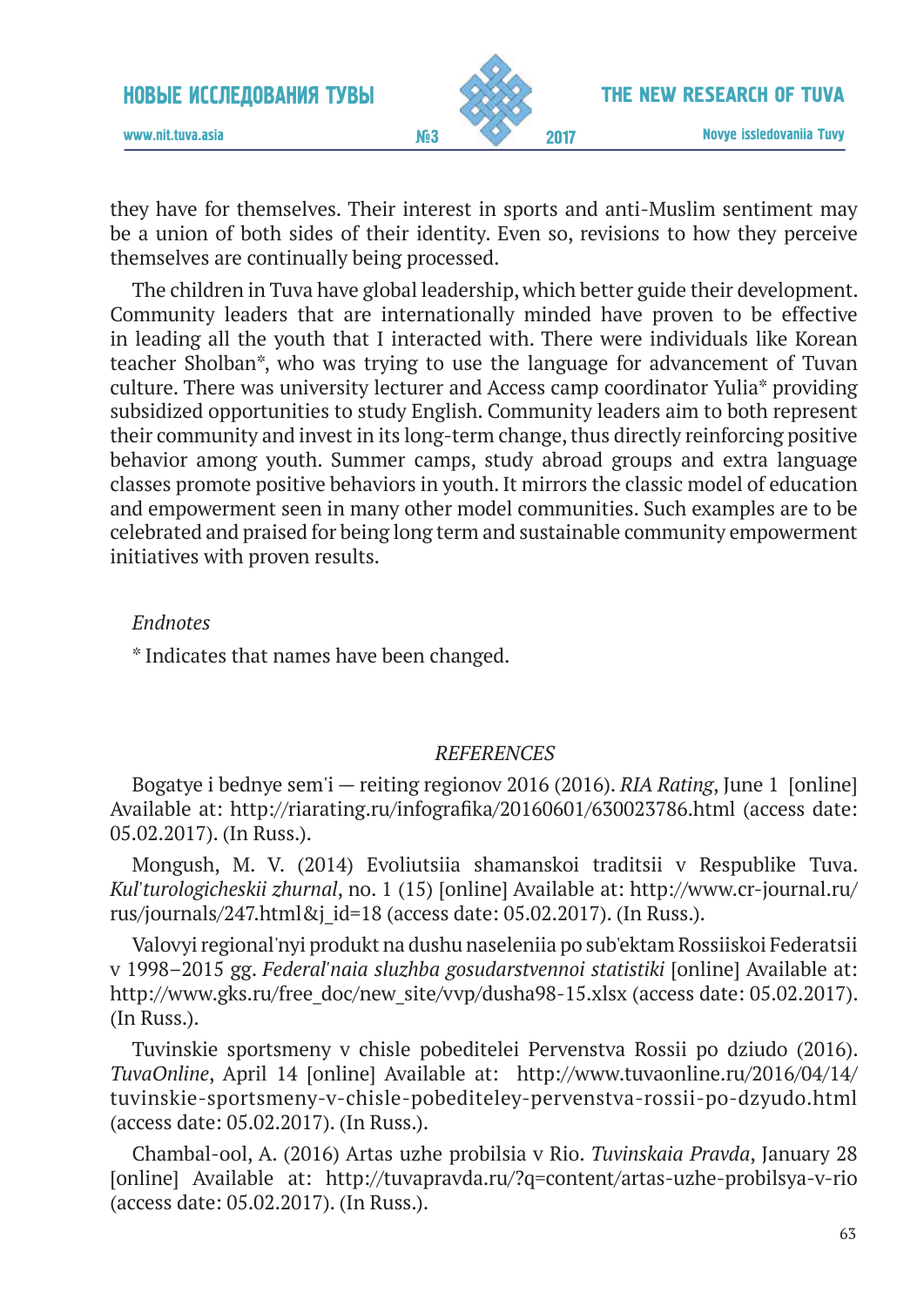they have for themselves. Their interest in sports and anti-Muslim sentiment may be a union of both sides of their identity. Even so, revisions to how they perceive themselves are continually being processed.

The children in Tuva have global leadership, which better guide their development. Community leaders that are internationally minded have proven to be effective in leading all the youth that I interacted with. There were individuals like Korean teacher Sholban*, who was trying to use the language for advancement of Tuvan culture. There was university lecturer and Access camp coordinator Yulia* providing subsidized opportunities to study English. Community leaders aim to both represent their community and invest in its long-term change, thus directly reinforcing positive behavior among youth. Summer camps, study abroad groups and extra language classes promote positive behaviors in youth. It mirrors the classic model of education and empowerment seen in many other model communities. Such examples are to be celebrated and praised for being long term and sustainable community empowerment initiatives with proven results.

*Endnotes*

* Indicates that names have been changed.

## *REFERENCES*

Bogatye i bednye sem'i — reiting regionov 2016 (2016). *RIA Rating*, June 1 [online] Available at: http://riarating.ru/infografika/20160601/630023786.html (access date: 05.02.2017). (In Russ.).

Mongush, M. V. (2014) Evoliutsiia shamanskoi traditsii v Respublike Tuva. *Kul'turologicheskii zhurnal*, no. 1 (15) [online] Available at: http://www.cr-journal.ru/rus/journals/247.html&j_id=18 (access date: 05.02.2017). (In Russ.).

Valovyi regional'nyi produkt na dushu naseleniia po sub'ektam Rossiiskoi Federatsii v 1998–2015 gg. *Federal'naia sluzhba gosudarstvennoi statistiki* [online] Available at: http://www.gks.ru/free_doc/new_site/vvp/dusha98-15.xlsx (access date: 05.02.2017). (In Russ.).

Tuvinskie sportsmeny v chisle pobeditelei Pervenstva Rossii po dziudo (2016). *TuvaOnline*, April 14 [online] Available at: http://www.tuvaonline.ru/2016/04/14/tuvinskie-sportsmeny-v-chisle-pobediteley-pervenstva-rossii-po-dzyudo.html (access date: 05.02.2017). (In Russ.).

Chambal-ool, A. (2016) Artas uzhe probilsia v Rio. *Tuvinskaia Pravda*, January 28 [online] Available at: http://tuvapravda.ru/?q=content/artas-uzhe-probilsya-v-rio (access date: 05.02.2017). (In Russ.).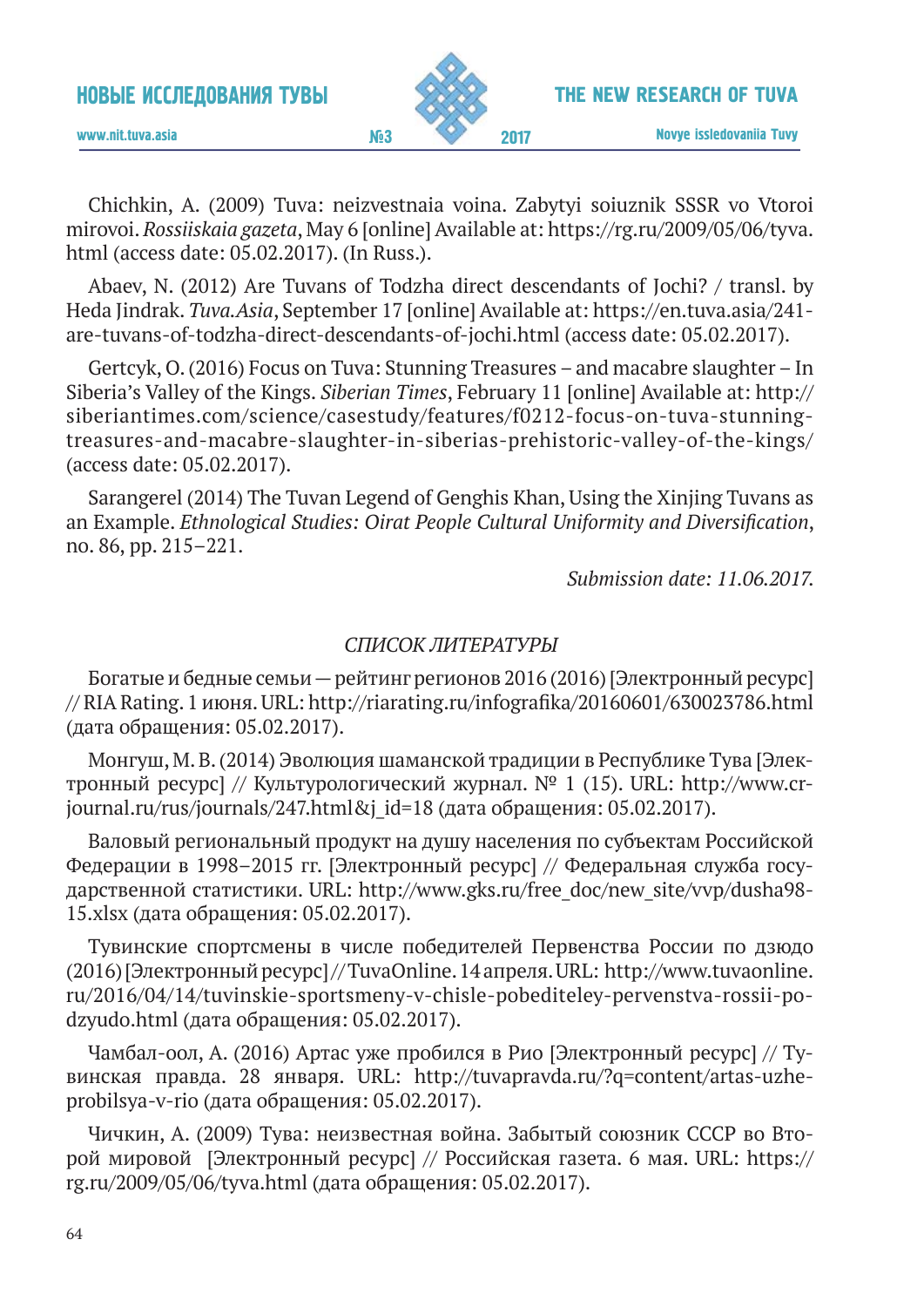Chichkin, A. (2009) Tuva: neizvestnaia voina. Zabytyi soiuznik SSSR vo Vtoroi mirovoi. *Rossiiskaia gazeta*, May 6 [online] Available at: https://rg.ru/2009/05/06/tyva.html (access date: 05.02.2017). (In Russ.).

Abaev, N. (2012) Are Tuvans of Todzha direct descendants of Jochi? / transl. by Heda Jindrak. *Tuva.Asia*, September 17 [online] Available at: https://en.tuva.asia/241-are-tuvans-of-todzha-direct-descendants-of-jochi.html (access date: 05.02.2017).

Gertcyk, O. (2016) Focus on Tuva: Stunning Treasures – and macabre slaughter – In Siberia's Valley of the Kings. *Siberian Times*, February 11 [online] Available at: http://siberiantimes.com/science/casestudy/features/f0212-focus-on-tuva-stunning-treasures-and-macabre-slaughter-in-siberias-prehistoric-valley-of-the-kings/ (access date: 05.02.2017).

Sarangerel (2014) The Tuvan Legend of Genghis Khan, Using the Xinjing Tuvans as an Example. *Ethnological Studies: Oirat People Cultural Uniformity and Diversification*, no. 86, pp. 215–221.

*Submission date: 11.06.2017.*

*СПИСОК ЛИТЕРАТУРЫ*

Богатые и бедные семьи — рейтинг регионов 2016 (2016) [Электронный ресурс] // RIA Rating. 1 июня. URL: http://riarating.ru/infografika/20160601/630023786.html (дата обращения: 05.02.2017).

Монгуш, М. В. (2014) Эволюция шаманской традиции в Республике Тува [Электронный ресурс] // Культурологический журнал. № 1 (15). URL: http://www.cr-journal.ru/rus/journals/247.html&j_id=18 (дата обращения: 05.02.2017).

Валовый региональный продукт на душу населения по субъектам Российской Федерации в 1998–2015 гг. [Электронный ресурс] // Федеральная служба государственной статистики. URL: http://www.gks.ru/free_doc/new_site/vvp/dusha98-15.xlsx (дата обращения: 05.02.2017).

Тувинские спортсмены в числе победителей Первенства России по дзюдо (2016) [Электронный ресурс] // TuvaOnline. 14 апреля. URL: http://www.tuvaonline.ru/2016/04/14/tuvinskie-sportsmeny-v-chisle-pobediteley-pervenstva-rossii-po-dzyudo.html (дата обращения: 05.02.2017).

Чамбал-оол, А. (2016) Артас уже пробился в Рио [Электронный ресурс] // Тувинская правда. 28 января. URL: http://tuvapravda.ru/?q=content/artas-uzhe-probilsya-v-rio (дата обращения: 05.02.2017).

Чичкин, А. (2009) Тува: неизвестная война. Забытый союзник СССР во Второй мировой [Электронный ресурс] // Российская газета. 6 мая. URL: https://rg.ru/2009/05/06/tyva.html (дата обращения: 05.02.2017).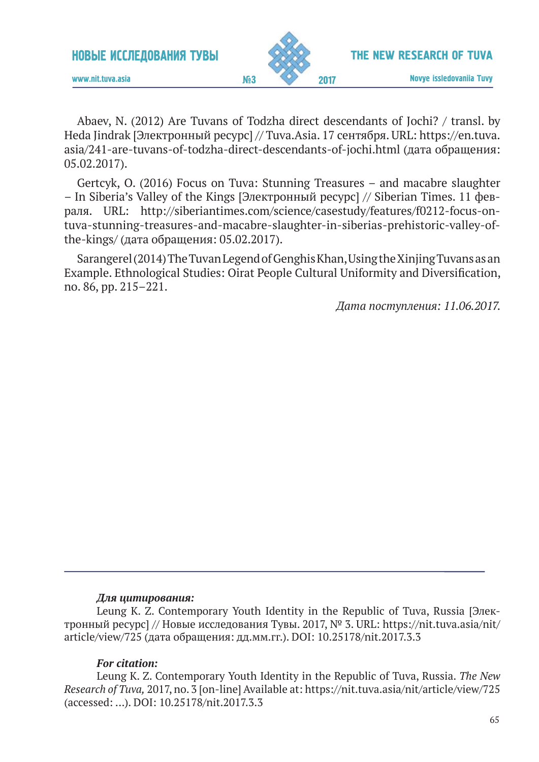Abaev, N. (2012) Are Tuvans of Todzha direct descendants of Jochi? / transl. by Heda Jindrak [Электронный ресурс] // Tuva.Asia. 17 сентября. URL: https://en.tuva.asia/241-are-tuvans-of-todzha-direct-descendants-of-jochi.html (дата обращения: 05.02.2017).

Gertcyk, O. (2016) Focus on Tuva: Stunning Treasures – and macabre slaughter – In Siberia's Valley of the Kings [Электронный ресурс] // Siberian Times. 11 февраля. URL: http://siberiantimes.com/science/casestudy/features/f0212-focus-on-tuva-stunning-treasures-and-macabre-slaughter-in-siberias-prehistoric-valley-of-the-kings/ (дата обращения: 05.02.2017).

Sarangerel (2014) The Tuvan Legend of Genghis Khan, Using the Xinjing Tuvans as an Example. Ethnological Studies: Oirat People Cultural Uniformity and Diversification, no. 86, pp. 215–221.

*Дата поступления: 11.06.2017.*

***Для цитирования:***

Leung K. Z. Contemporary Youth Identity in the Republic of Tuva, Russia [Электронный ресурс] // Новые исследования Тувы. 2017, № 3. URL: https://nit.tuva.asia/nit/article/view/725 (дата обращения: дд.мм.гг.). DOI: 10.25178/nit.2017.3.3

***For citation:***

Leung K. Z. Contemporary Youth Identity in the Republic of Tuva, Russia. *The New Research of Tuva,* 2017, no. 3 [on-line] Available at: https://nit.tuva.asia/nit/article/view/725 (accessed: ...). DOI: 10.25178/nit.2017.3.3